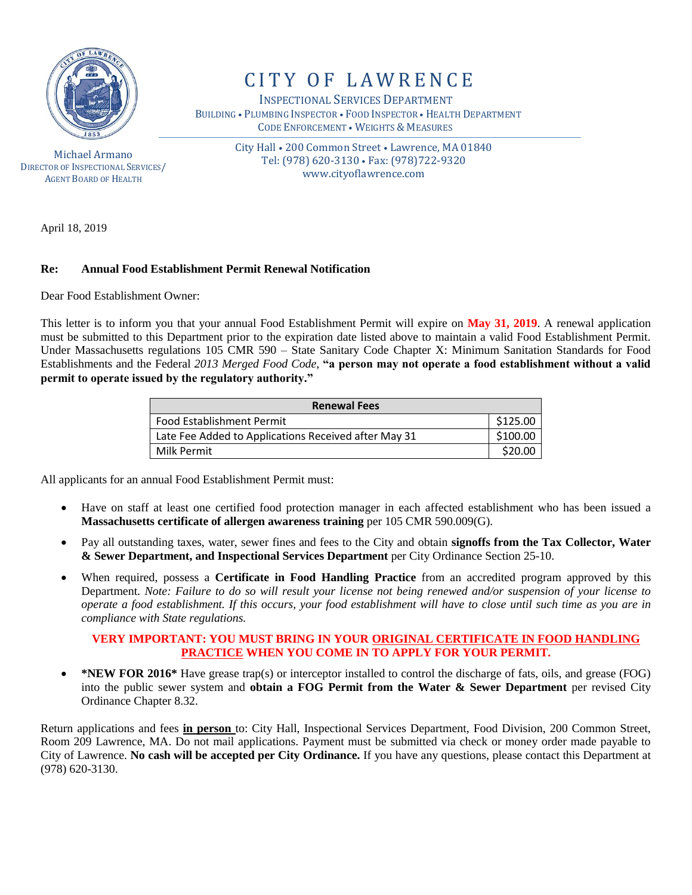# CITY OF LAWRENCE

INSPECTIONAL SERVICES DEPARTMENT
BUILDING • PLUMBING INSPECTOR • FOOD INSPECTOR • HEALTH DEPARTMENT
CODE ENFORCEMENT • WEIGHTS & MEASURES

Michael Armano
DIRECTOR OF INSPECTIONAL SERVICES/
AGENT BOARD OF HEALTH

City Hall • 200 Common Street • Lawrence, MA 01840
Tel: (978) 620-3130 • Fax: (978)722-9320
www.cityoflawrence.com

April 18, 2019

**Re: Annual Food Establishment Permit Renewal Notification**

Dear Food Establishment Owner:

This letter is to inform you that your annual Food Establishment Permit will expire on **May 31, 2019**. A renewal application must be submitted to this Department prior to the expiration date listed above to maintain a valid Food Establishment Permit. Under Massachusetts regulations 105 CMR 590 – State Sanitary Code Chapter X: Minimum Sanitation Standards for Food Establishments and the Federal *2013 Merged Food Code*, **"a person may not operate a food establishment without a valid permit to operate issued by the regulatory authority."**

| Renewal Fees | |
|---|---|
| Food Establishment Permit | $125.00 |
| Late Fee Added to Applications Received after May 31 | $100.00 |
| Milk Permit | $20.00 |

All applicants for an annual Food Establishment Permit must:

- Have on staff at least one certified food protection manager in each affected establishment who has been issued a **Massachusetts certificate of allergen awareness training** per 105 CMR 590.009(G).
- Pay all outstanding taxes, water, sewer fines and fees to the City and obtain **signoffs from the Tax Collector, Water & Sewer Department, and Inspectional Services Department** per City Ordinance Section 25-10.
- When required, possess a **Certificate in Food Handling Practice** from an accredited program approved by this Department. *Note: Failure to do so will result your license not being renewed and/or suspension of your license to operate a food establishment. If this occurs, your food establishment will have to close until such time as you are in compliance with State regulations.*

  **VERY IMPORTANT: YOU MUST BRING IN YOUR ORIGINAL CERTIFICATE IN FOOD HANDLING PRACTICE WHEN YOU COME IN TO APPLY FOR YOUR PERMIT.**

- **\*NEW FOR 2016\*** Have grease trap(s) or interceptor installed to control the discharge of fats, oils, and grease (FOG) into the public sewer system and **obtain a FOG Permit from the Water & Sewer Department** per revised City Ordinance Chapter 8.32.

Return applications and fees **in person** to: City Hall, Inspectional Services Department, Food Division, 200 Common Street, Room 209 Lawrence, MA. Do not mail applications. Payment must be submitted via check or money order made payable to City of Lawrence. **No cash will be accepted per City Ordinance.** If you have any questions, please contact this Department at (978) 620-3130.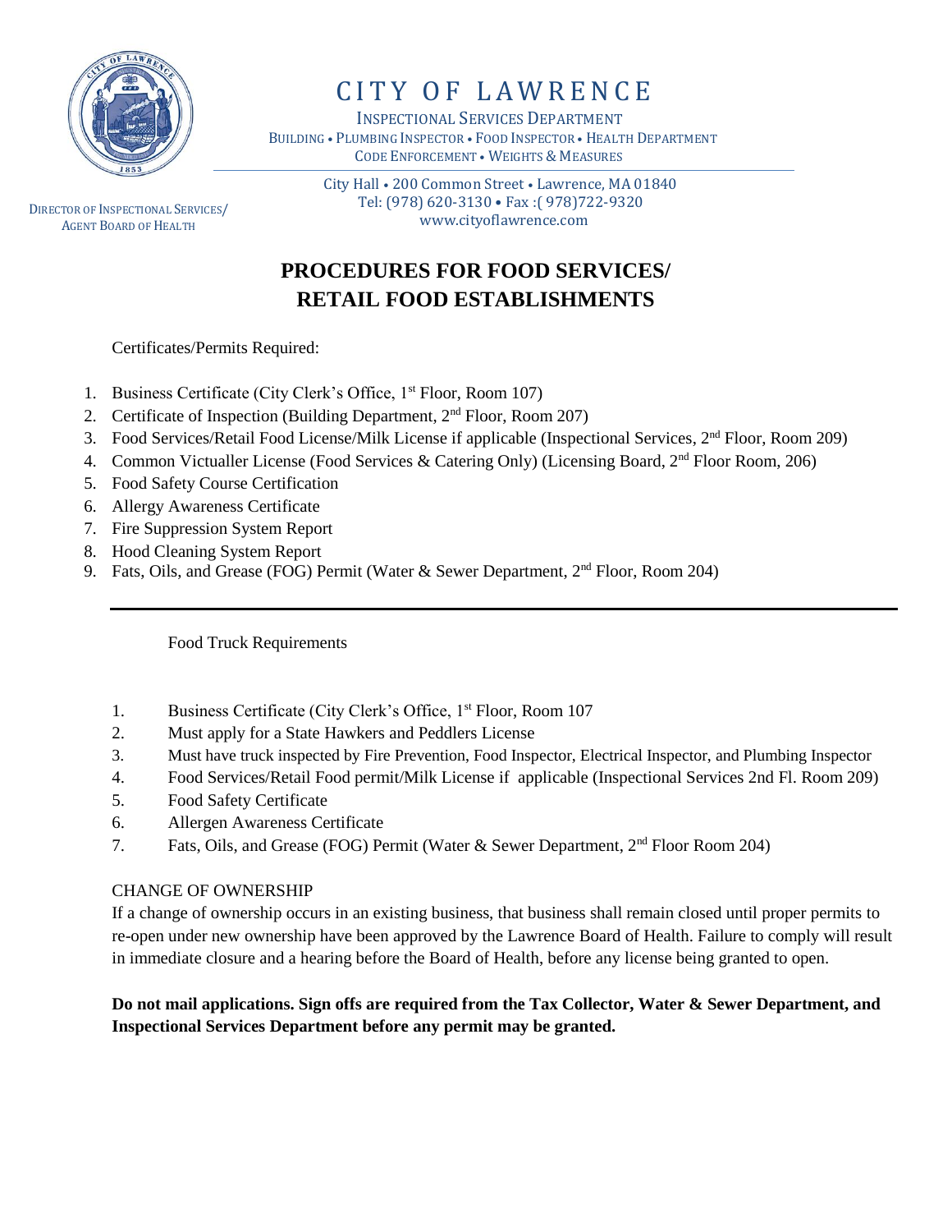# CITY OF LAWRENCE

INSPECTIONAL SERVICES DEPARTMENT
BUILDING • PLUMBING INSPECTOR • FOOD INSPECTOR • HEALTH DEPARTMENT
CODE ENFORCEMENT • WEIGHTS & MEASURES

City Hall • 200 Common Street • Lawrence, MA 01840
Tel: (978) 620-3130 • Fax :( 978)722-9320
www.cityoflawrence.com

DIRECTOR OF INSPECTIONAL SERVICES/
AGENT BOARD OF HEALTH

## PROCEDURES FOR FOOD SERVICES/ RETAIL FOOD ESTABLISHMENTS

Certificates/Permits Required:

1. Business Certificate (City Clerk's Office, 1st Floor, Room 107)
2. Certificate of Inspection (Building Department, 2nd Floor, Room 207)
3. Food Services/Retail Food License/Milk License if applicable (Inspectional Services, 2nd Floor, Room 209)
4. Common Victualler License (Food Services & Catering Only) (Licensing Board, 2nd Floor Room, 206)
5. Food Safety Course Certification
6. Allergy Awareness Certificate
7. Fire Suppression System Report
8. Hood Cleaning System Report
9. Fats, Oils, and Grease (FOG) Permit (Water & Sewer Department, 2nd Floor, Room 204)

---

Food Truck Requirements

1. Business Certificate (City Clerk's Office, 1st Floor, Room 107
2. Must apply for a State Hawkers and Peddlers License
3. Must have truck inspected by Fire Prevention, Food Inspector, Electrical Inspector, and Plumbing Inspector
4. Food Services/Retail Food permit/Milk License if applicable (Inspectional Services 2nd Fl. Room 209)
5. Food Safety Certificate
6. Allergen Awareness Certificate
7. Fats, Oils, and Grease (FOG) Permit (Water & Sewer Department, 2nd Floor Room 204)

CHANGE OF OWNERSHIP

If a change of ownership occurs in an existing business, that business shall remain closed until proper permits to re-open under new ownership have been approved by the Lawrence Board of Health. Failure to comply will result in immediate closure and a hearing before the Board of Health, before any license being granted to open.

**Do not mail applications. Sign offs are required from the Tax Collector, Water & Sewer Department, and Inspectional Services Department before any permit may be granted.**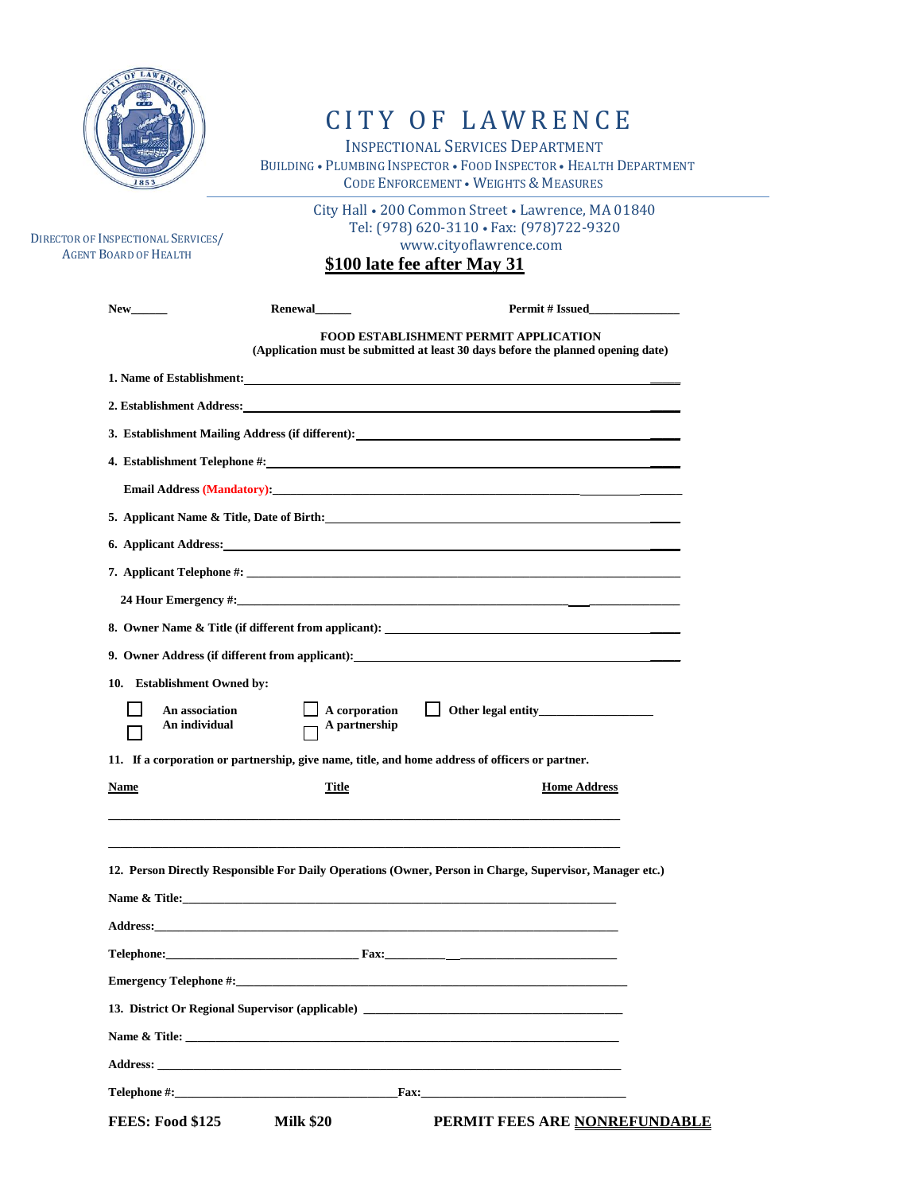# CITY OF LAWRENCE

INSPECTIONAL SERVICES DEPARTMENT

BUILDING • PLUMBING INSPECTOR • FOOD INSPECTOR • HEALTH DEPARTMENT

CODE ENFORCEMENT • WEIGHTS & MEASURES

DIRECTOR OF INSPECTIONAL SERVICES/
AGENT BOARD OF HEALTH

City Hall • 200 Common Street • Lawrence, MA 01840
Tel: (978) 620-3110 • Fax: (978)722-9320
www.cityoflawrence.com

**$100 late fee after May 31**

**New______ Renewal______ Permit # Issued______________**

**FOOD ESTABLISHMENT PERMIT APPLICATION**
**(Application must be submitted at least 30 days before the planned opening date)**

**1. Name of Establishment:** ____________________________________________

**2. Establishment Address:** ____________________________________________

**3. Establishment Mailing Address (if different):** ____________________________________________

**4. Establishment Telephone #:** ____________________________________________

**Email Address (Mandatory):** ____________________________________________

**5. Applicant Name & Title, Date of Birth:** ____________________________________________

**6. Applicant Address:** ____________________________________________

**7. Applicant Telephone #:** ____________________________________________

**24 Hour Emergency #:** ____________________________________________

**8. Owner Name & Title (if different from applicant):** ____________________________________________

**9. Owner Address (if different from applicant):** ____________________________________________

**10. Establishment Owned by:**

☐ An association ☐ A corporation ☐ Other legal entity__________________

☐ An individual ☐ A partnership

**11. If a corporation or partnership, give name, title, and home address of officers or partner.**

| Name | Title | Home Address |
|---|---|---|
| | | |
| | | |

**12. Person Directly Responsible For Daily Operations (Owner, Person in Charge, Supervisor, Manager etc.)**

**Name & Title:** ____________________________________________

**Address:** ____________________________________________

**Telephone:** ______________________________ **Fax:** ______________________________

**Emergency Telephone #:** ____________________________________________

**13. District Or Regional Supervisor (applicable)** ____________________________________________

**Name & Title:** ____________________________________________

**Address:** ____________________________________________

**Telephone #:** ______________________________ **Fax:** ______________________________

**FEES: Food $125 Milk $20 PERMIT FEES ARE NONREFUNDABLE**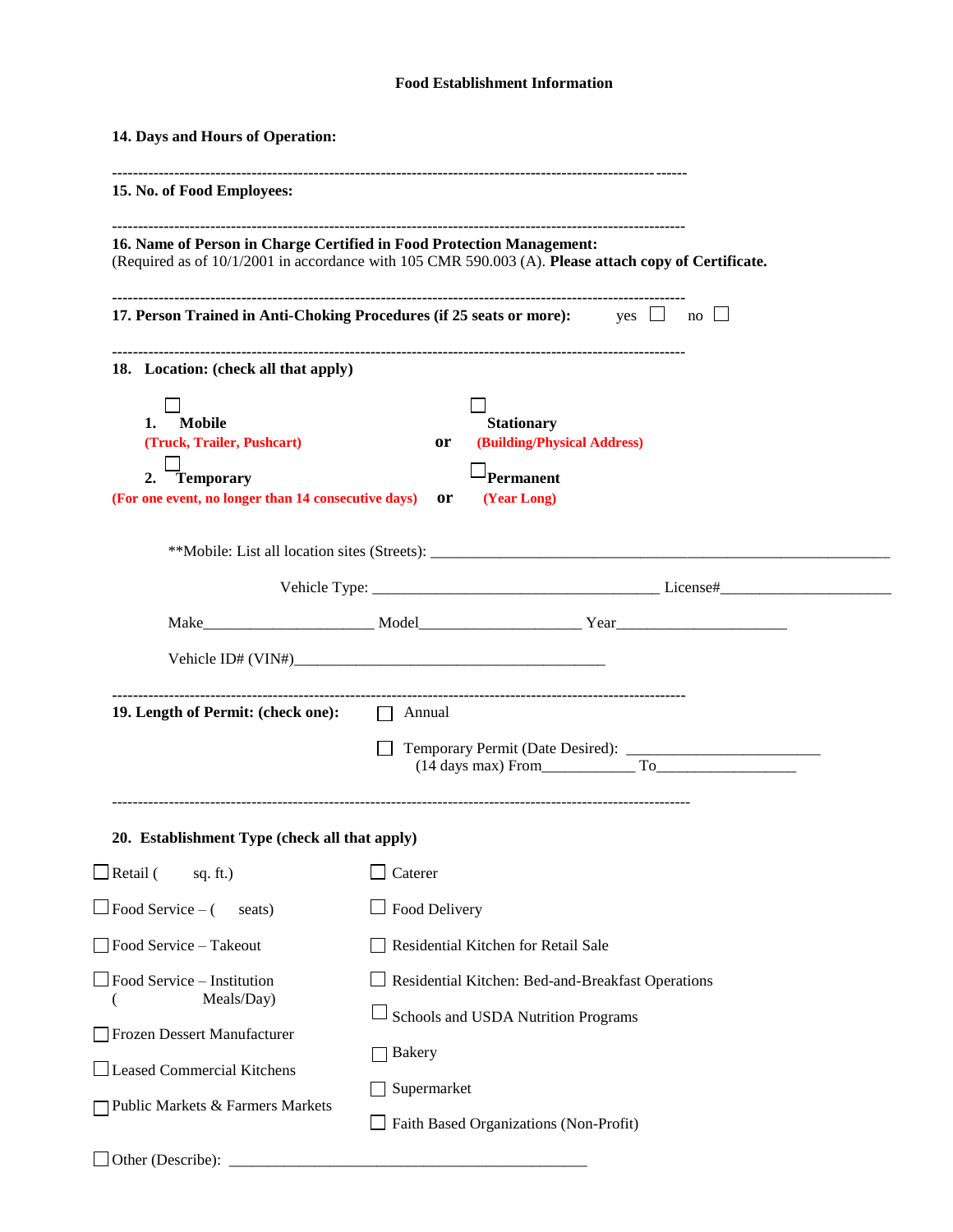# Food Establishment Information

**14. Days and Hours of Operation:**

---

**15. No. of Food Employees:**

---

**16. Name of Person in Charge Certified in Food Protection Management:**
(Required as of 10/1/2001 in accordance with 105 CMR 590.003 (A). **Please attach copy of Certificate.**

---

**17. Person Trained in Anti-Choking Procedures (if 25 seats or more):** yes ☐ no ☐

---

**18. Location: (check all that apply)**

1. ☐ **Mobile** (Truck, Trailer, Pushcart) **or** ☐ **Stationary** (Building/Physical Address)

2. ☐ **Temporary** (For one event, no longer than 14 consecutive days) **or** ☐ **Permanent** (Year Long)

**Mobile: List all location sites (Streets): ____________________________________________

Vehicle Type: ______________________________ License#____________________

Make____________________ Model____________________ Year____________________

Vehicle ID# (VIN#)______________________________________

---

**19. Length of Permit: (check one):** ☐ Annual

☐ Temporary Permit (Date Desired): ______________________
(14 days max) From___________ To_________________

---

**20. Establishment Type (check all that apply)**

☐ Retail ( sq. ft.)

☐ Food Service – ( seats)

☐ Food Service – Takeout

☐ Food Service – Institution ( Meals/Day)

☐ Frozen Dessert Manufacturer

☐ Leased Commercial Kitchens

☐ Public Markets & Farmers Markets

☐ Caterer

☐ Food Delivery

☐ Residential Kitchen for Retail Sale

☐ Residential Kitchen: Bed-and-Breakfast Operations

☐ Schools and USDA Nutrition Programs

☐ Bakery

☐ Supermarket

☐ Faith Based Organizations (Non-Profit)

☐ Other (Describe): ______________________________________________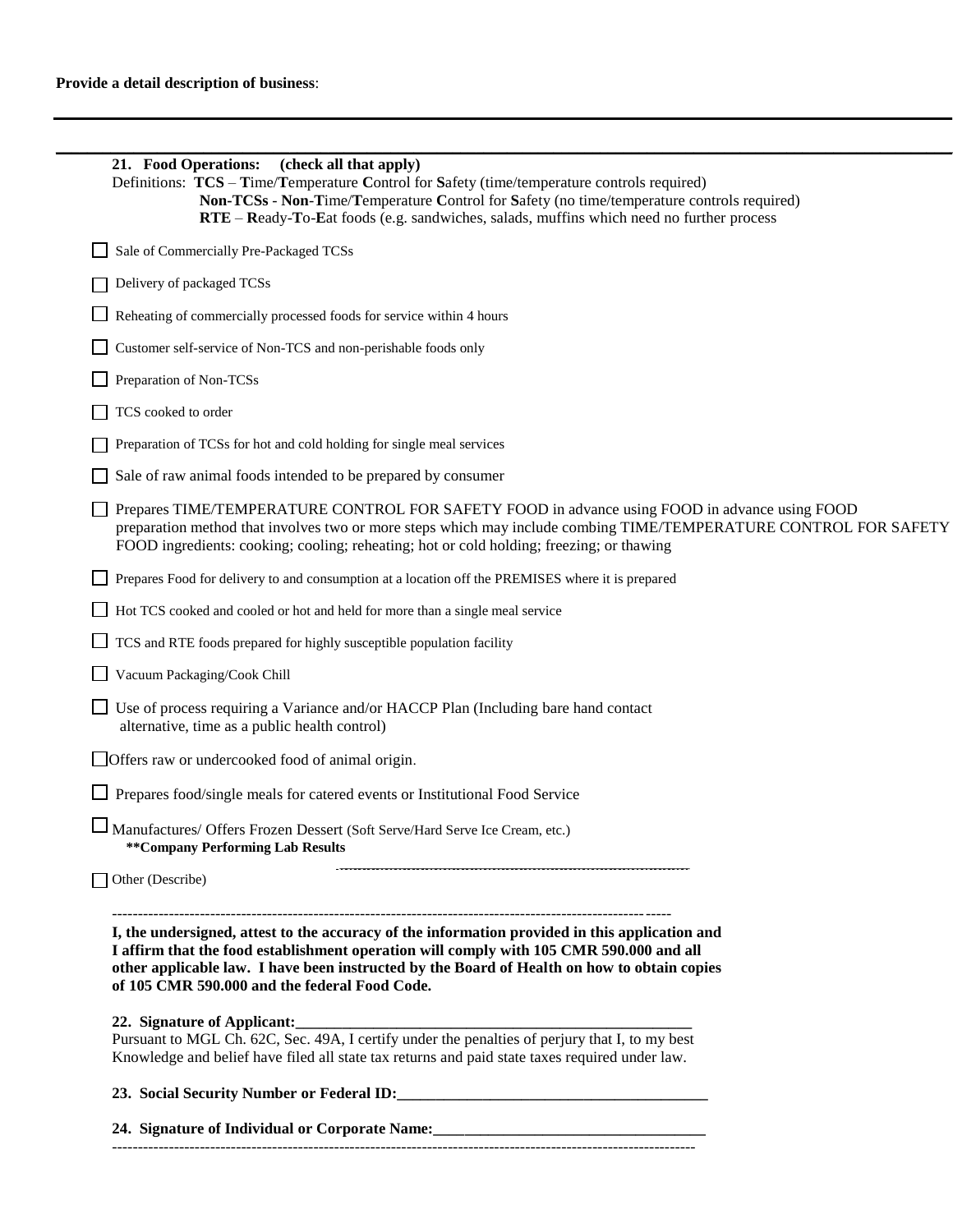**Provide a detail description of business**:

---

---

**21. Food Operations: (check all that apply)**

Definitions: **TCS** – **T**ime/**T**emperature **C**ontrol for **S**afety (time/temperature controls required)
**Non-TCSs** - **Non**-**T**ime/**T**emperature **C**ontrol for **S**afety (no time/temperature controls required)
**RTE** – **R**eady-**T**o-**E**at foods (e.g. sandwiches, salads, muffins which need no further process

- ☐ Sale of Commercially Pre-Packaged TCSs
- ☐ Delivery of packaged TCSs
- ☐ Reheating of commercially processed foods for service within 4 hours
- ☐ Customer self-service of Non-TCS and non-perishable foods only
- ☐ Preparation of Non-TCSs
- ☐ TCS cooked to order
- ☐ Preparation of TCSs for hot and cold holding for single meal services
- ☐ Sale of raw animal foods intended to be prepared by consumer
- ☐ Prepares TIME/TEMPERATURE CONTROL FOR SAFETY FOOD in advance using FOOD in advance using FOOD preparation method that involves two or more steps which may include combing TIME/TEMPERATURE CONTROL FOR SAFETY FOOD ingredients: cooking; cooling; reheating; hot or cold holding; freezing; or thawing
- ☐ Prepares Food for delivery to and consumption at a location off the PREMISES where it is prepared
- ☐ Hot TCS cooked and cooled or hot and held for more than a single meal service
- ☐ TCS and RTE foods prepared for highly susceptible population facility
- ☐ Vacuum Packaging/Cook Chill
- ☐ Use of process requiring a Variance and/or HACCP Plan (Including bare hand contact alternative, time as a public health control)
- ☐ Offers raw or undercooked food of animal origin.
- ☐ Prepares food/single meals for catered events or Institutional Food Service
- ☐ Manufactures/ Offers Frozen Dessert (Soft Serve/Hard Serve Ice Cream, etc.)
  **\*\*Company Performing Lab Results** ______________________________
- ☐ Other (Describe)

---

**I, the undersigned, attest to the accuracy of the information provided in this application and I affirm that the food establishment operation will comply with 105 CMR 590.000 and all other applicable law. I have been instructed by the Board of Health on how to obtain copies of 105 CMR 590.000 and the federal Food Code.**

**22. Signature of Applicant:**______________________________________________

Pursuant to MGL Ch. 62C, Sec. 49A, I certify under the penalties of perjury that I, to my best Knowledge and belief have filed all state tax returns and paid state taxes required under law.

**23. Social Security Number or Federal ID:**______________________________________

**24. Signature of Individual or Corporate Name:**______________________________

---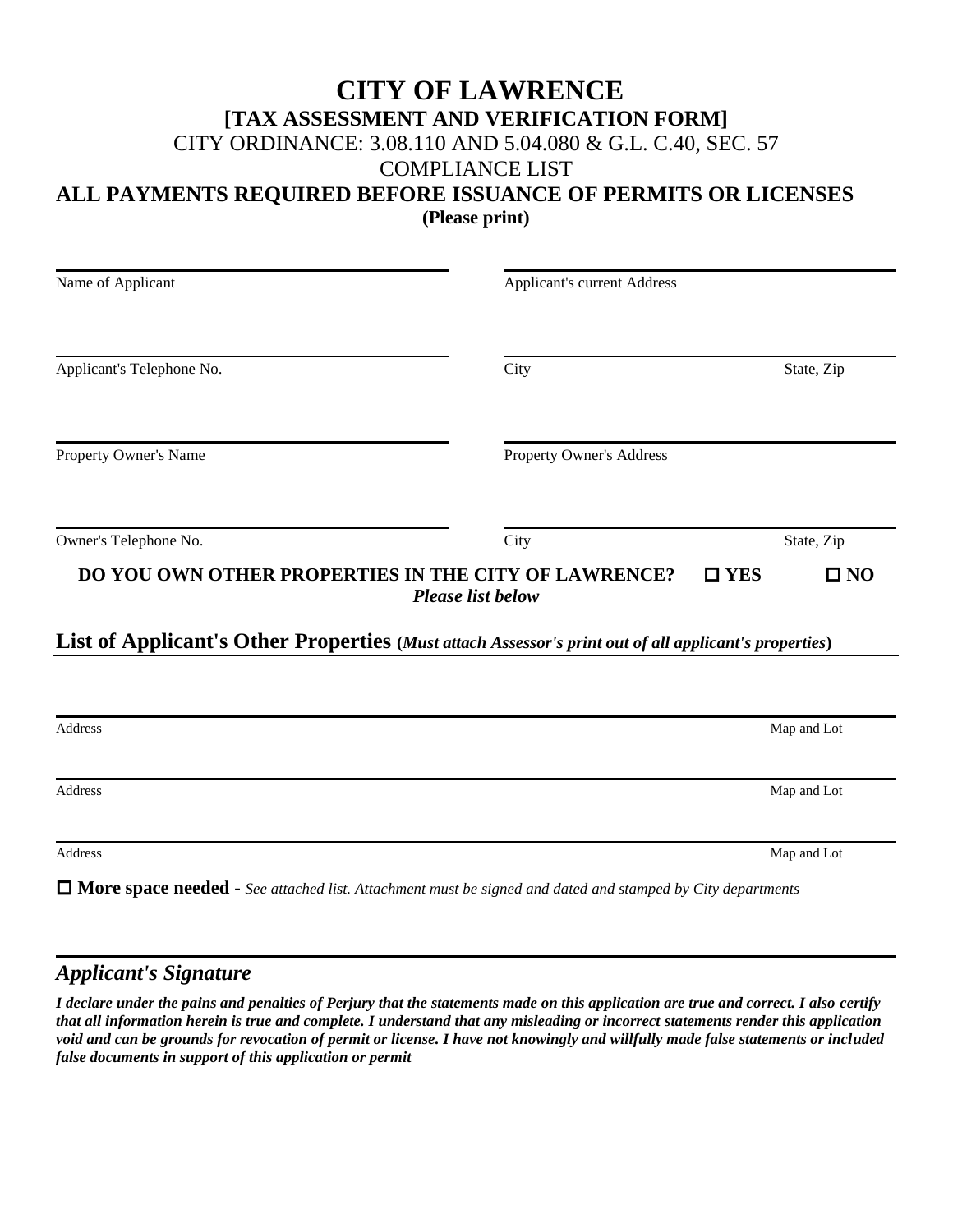# CITY OF LAWRENCE

## [TAX ASSESSMENT AND VERIFICATION FORM]

CITY ORDINANCE: 3.08.110 AND 5.04.080 & G.L. C.40, SEC. 57

COMPLIANCE LIST

**ALL PAYMENTS REQUIRED BEFORE ISSUANCE OF PERMITS OR LICENSES**

**(Please print)**

| | |
|---|---|
| Name of Applicant | Applicant's current Address |
| Applicant's Telephone No. | City &nbsp;&nbsp;&nbsp;&nbsp; State, Zip |
| Property Owner's Name | Property Owner's Address |
| Owner's Telephone No. | City &nbsp;&nbsp;&nbsp;&nbsp; State, Zip |

**DO YOU OWN OTHER PROPERTIES IN THE CITY OF LAWRENCE?** ☐ **YES** ☐ **NO**

***Please list below***

## List of Applicant's Other Properties (*Must attach Assessor's print out of all applicant's properties*)

| Address | Map and Lot |
|---|---|
| Address | Map and Lot |
| Address | Map and Lot |

☐ **More space needed** - *See attached list. Attachment must be signed and dated and stamped by City departments*

## *Applicant's Signature*

***I declare under the pains and penalties of Perjury that the statements made on this application are true and correct. I also certify that all information herein is true and complete. I understand that any misleading or incorrect statements render this application void and can be grounds for revocation of permit or license. I have not knowingly and willfully made false statements or included false documents in support of this application or permit***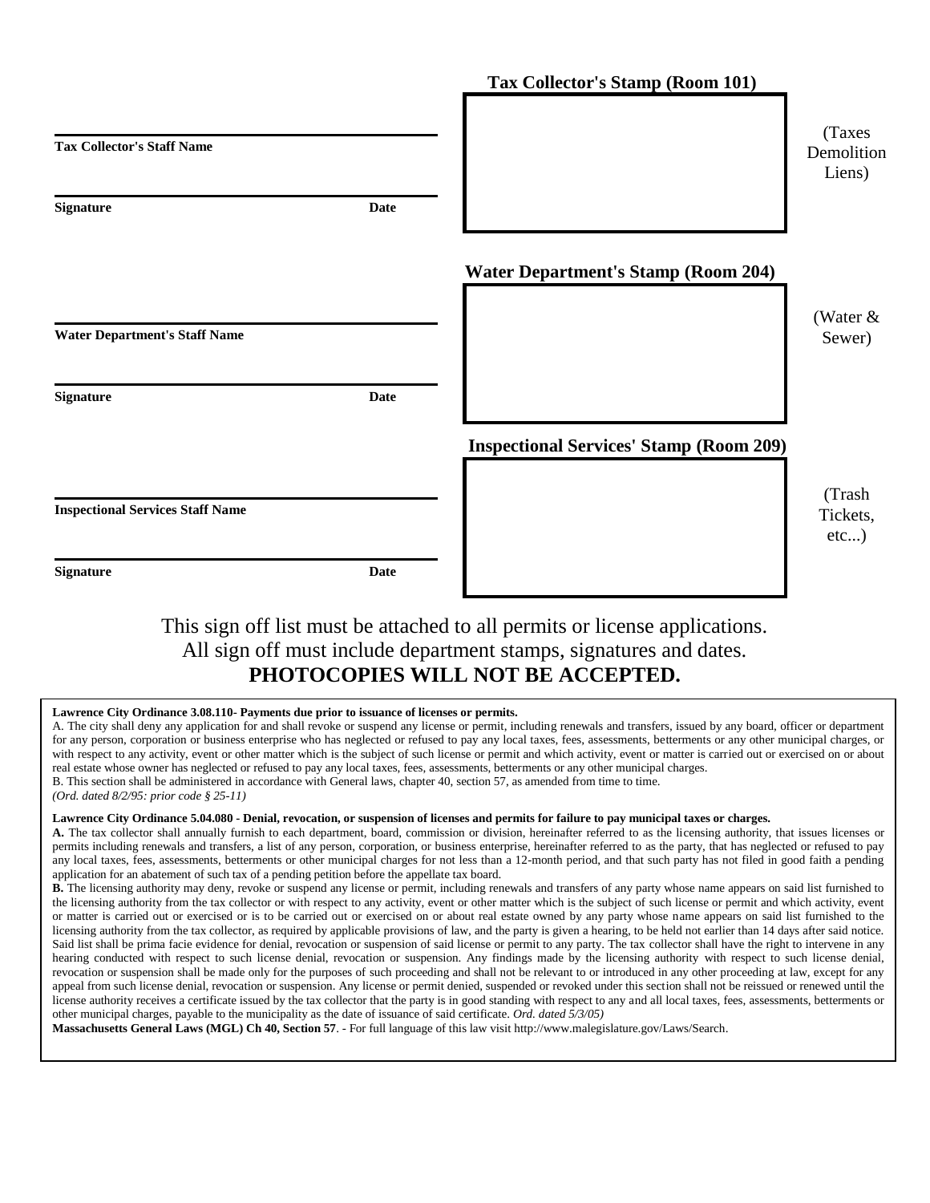**Tax Collector's Stamp (Room 101)**

**Tax Collector's Staff Name**

**Signature** **Date**

(Taxes Demolition Liens)

**Water Department's Stamp (Room 204)**

**Water Department's Staff Name**

**Signature** **Date**

(Water & Sewer)

**Inspectional Services' Stamp (Room 209)**

**Inspectional Services Staff Name**

**Signature** **Date**

(Trash Tickets, etc...)

This sign off list must be attached to all permits or license applications.
All sign off must include department stamps, signatures and dates.
**PHOTOCOPIES WILL NOT BE ACCEPTED.**

**Lawrence City Ordinance 3.08.110- Payments due prior to issuance of licenses or permits.**
A. The city shall deny any application for and shall revoke or suspend any license or permit, including renewals and transfers, issued by any board, officer or department for any person, corporation or business enterprise who has neglected or refused to pay any local taxes, fees, assessments, betterments or any other municipal charges, or with respect to any activity, event or other matter which is the subject of such license or permit and which activity, event or matter is carried out or exercised on or about real estate whose owner has neglected or refused to pay any local taxes, fees, assessments, betterments or any other municipal charges.
B. This section shall be administered in accordance with General laws, chapter 40, section 57, as amended from time to time.
*(Ord. dated 8/2/95: prior code § 25-11)*

**Lawrence City Ordinance 5.04.080 - Denial, revocation, or suspension of licenses and permits for failure to pay municipal taxes or charges.**
**A.** The tax collector shall annually furnish to each department, board, commission or division, hereinafter referred to as the licensing authority, that issues licenses or permits including renewals and transfers, a list of any person, corporation, or business enterprise, hereinafter referred to as the party, that has neglected or refused to pay any local taxes, fees, assessments, betterments or other municipal charges for not less than a 12-month period, and that such party has not filed in good faith a pending application for an abatement of such tax of a pending petition before the appellate tax board.
**B.** The licensing authority may deny, revoke or suspend any license or permit, including renewals and transfers of any party whose name appears on said list furnished to the licensing authority from the tax collector or with respect to any activity, event or other matter which is the subject of such license or permit and which activity, event or matter is carried out or exercised or is to be carried out or exercised on or about real estate owned by any party whose name appears on said list furnished to the licensing authority from the tax collector, as required by applicable provisions of law, and the party is given a hearing, to be held not earlier than 14 days after said notice. Said list shall be prima facie evidence for denial, revocation or suspension of said license or permit to any party. The tax collector shall have the right to intervene in any hearing conducted with respect to such license denial, revocation or suspension. Any findings made by the licensing authority with respect to such license denial, revocation or suspension shall be made only for the purposes of such proceeding and shall not be relevant to or introduced in any other proceeding at law, except for any appeal from such license denial, revocation or suspension. Any license or permit denied, suspended or revoked under this section shall not be reissued or renewed until the license authority receives a certificate issued by the tax collector that the party is in good standing with respect to any and all local taxes, fees, assessments, betterments or other municipal charges, payable to the municipality as the date of issuance of said certificate. *Ord. dated 5/3/05)*
**Massachusetts General Laws (MGL) Ch 40, Section 57**. - For full language of this law visit http://www.malegislature.gov/Laws/Search.